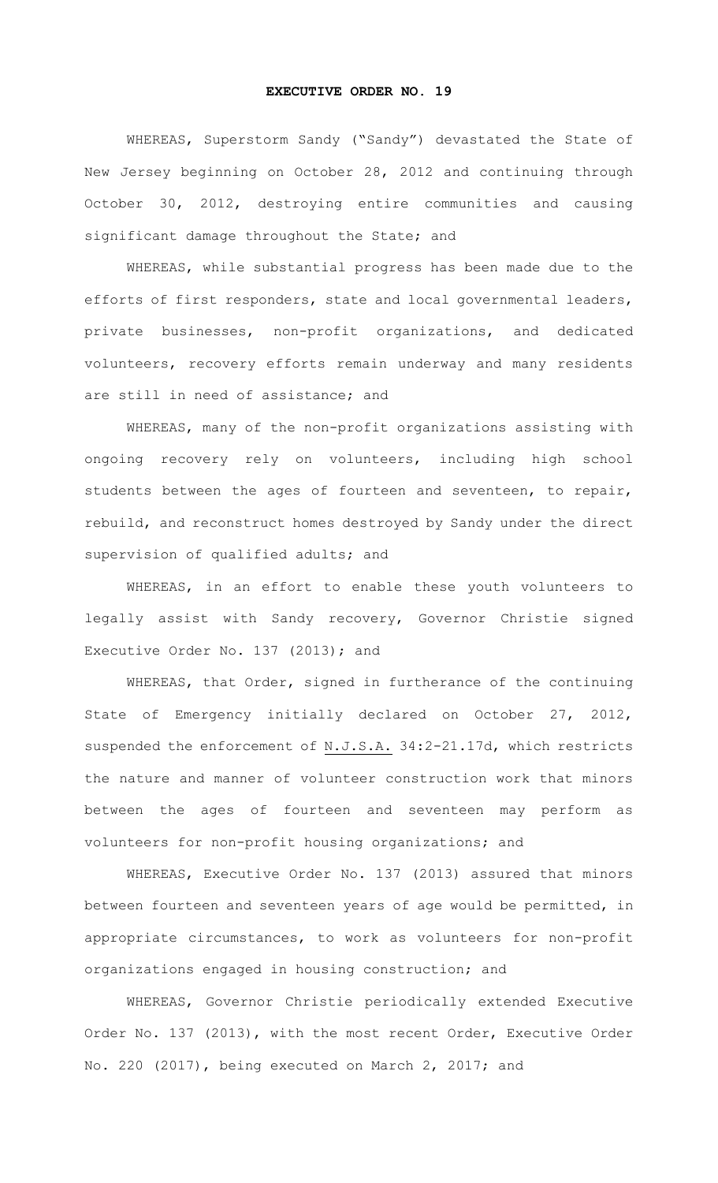# EXECUTIVE ORDER NO. 19

WHEREAS, Superstorm Sandy ("Sandy") devastated the State of New Jersey beginning on October 28, 2012 and continuing through October 30, 2012, destroying entire communities and causing significant damage throughout the State; and

WHEREAS, while substantial progress has been made due to the efforts of first responders, state and local governmental leaders, private businesses, non-profit organizations, and dedicated volunteers, recovery efforts remain underway and many residents are still in need of assistance; and

WHEREAS, many of the non-profit organizations assisting with ongoing recovery rely on volunteers, including high school students between the ages of fourteen and seventeen, to repair, rebuild, and reconstruct homes destroyed by Sandy under the direct supervision of qualified adults; and

WHEREAS, in an effort to enable these youth volunteers to legally assist with Sandy recovery, Governor Christie signed Executive Order No. 137 (2013); and

WHEREAS, that Order, signed in furtherance of the continuing State of Emergency initially declared on October 27, 2012, suspended the enforcement of N.J.S.A. 34:2-21.17d, which restricts the nature and manner of volunteer construction work that minors between the ages of fourteen and seventeen may perform as volunteers for non-profit housing organizations; and

WHEREAS, Executive Order No. 137 (2013) assured that minors between fourteen and seventeen years of age would be permitted, in appropriate circumstances, to work as volunteers for non-profit organizations engaged in housing construction; and

WHEREAS, Governor Christie periodically extended Executive Order No. 137 (2013), with the most recent Order, Executive Order No. 220 (2017), being executed on March 2, 2017; and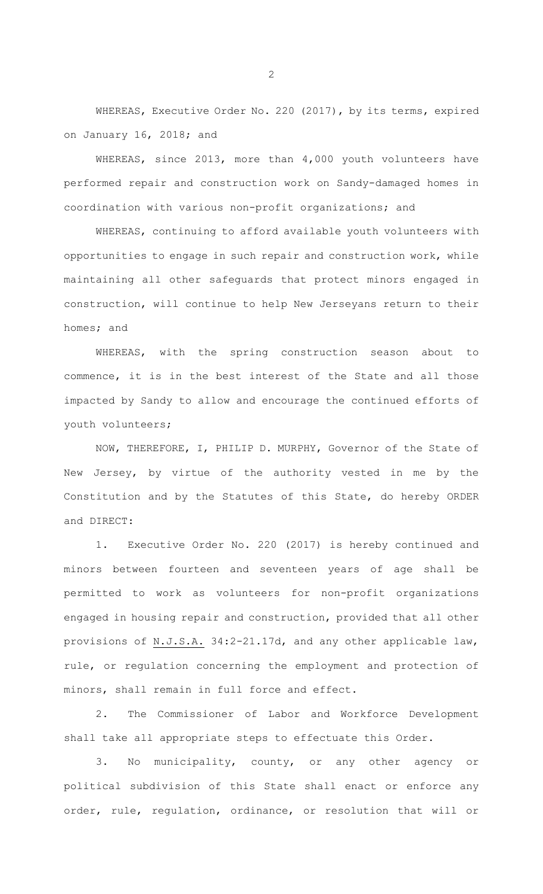WHEREAS, Executive Order No. 220 (2017), by its terms, expired on January 16, 2018; and

WHEREAS, since 2013, more than 4,000 youth volunteers have performed repair and construction work on Sandy-damaged homes in coordination with various non-profit organizations; and

WHEREAS, continuing to afford available youth volunteers with opportunities to engage in such repair and construction work, while maintaining all other safeguards that protect minors engaged in construction, will continue to help New Jerseyans return to their homes; and

WHEREAS, with the spring construction season about to commence, it is in the best interest of the State and all those impacted by Sandy to allow and encourage the continued efforts of youth volunteers;

NOW, THEREFORE, I, PHILIP D. MURPHY, Governor of the State of New Jersey, by virtue of the authority vested in me by the Constitution and by the Statutes of this State, do hereby ORDER and DIRECT:

1. Executive Order No. 220 (2017) is hereby continued and minors between fourteen and seventeen years of age shall be permitted to work as volunteers for non-profit organizations engaged in housing repair and construction, provided that all other provisions of N.J.S.A. 34:2-21.17d, and any other applicable law, rule, or regulation concerning the employment and protection of minors, shall remain in full force and effect.

2. The Commissioner of Labor and Workforce Development shall take all appropriate steps to effectuate this Order.

3. No municipality, county, or any other agency or political subdivision of this State shall enact or enforce any order, rule, regulation, ordinance, or resolution that will or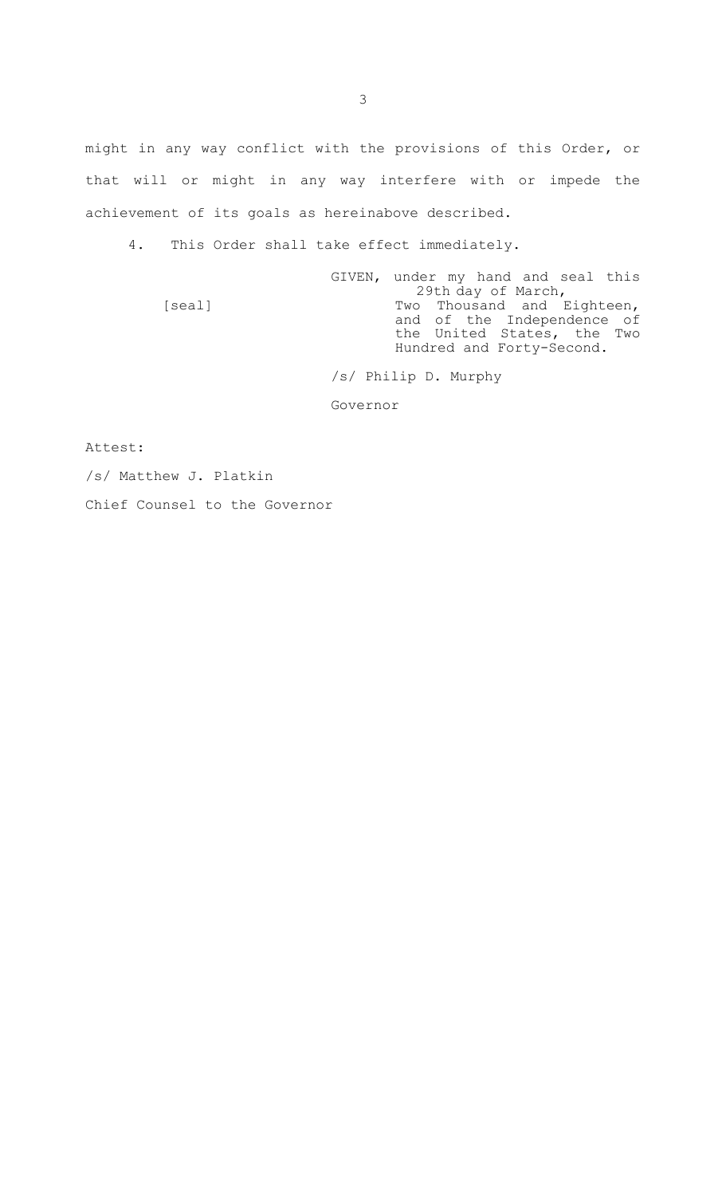might in any way conflict with the provisions of this Order, or that will or might in any way interfere with or impede the achievement of its goals as hereinabove described.

4. This Order shall take effect immediately.

[seal]

GIVEN, under my hand and seal this 29th day of March, Two Thousand and Eighteen, and of the Independence of the United States, the Two Hundred and Forty-Second.

/s/ Philip D. Murphy

Governor

Attest:

/s/ Matthew J. Platkin

Chief Counsel to the Governor